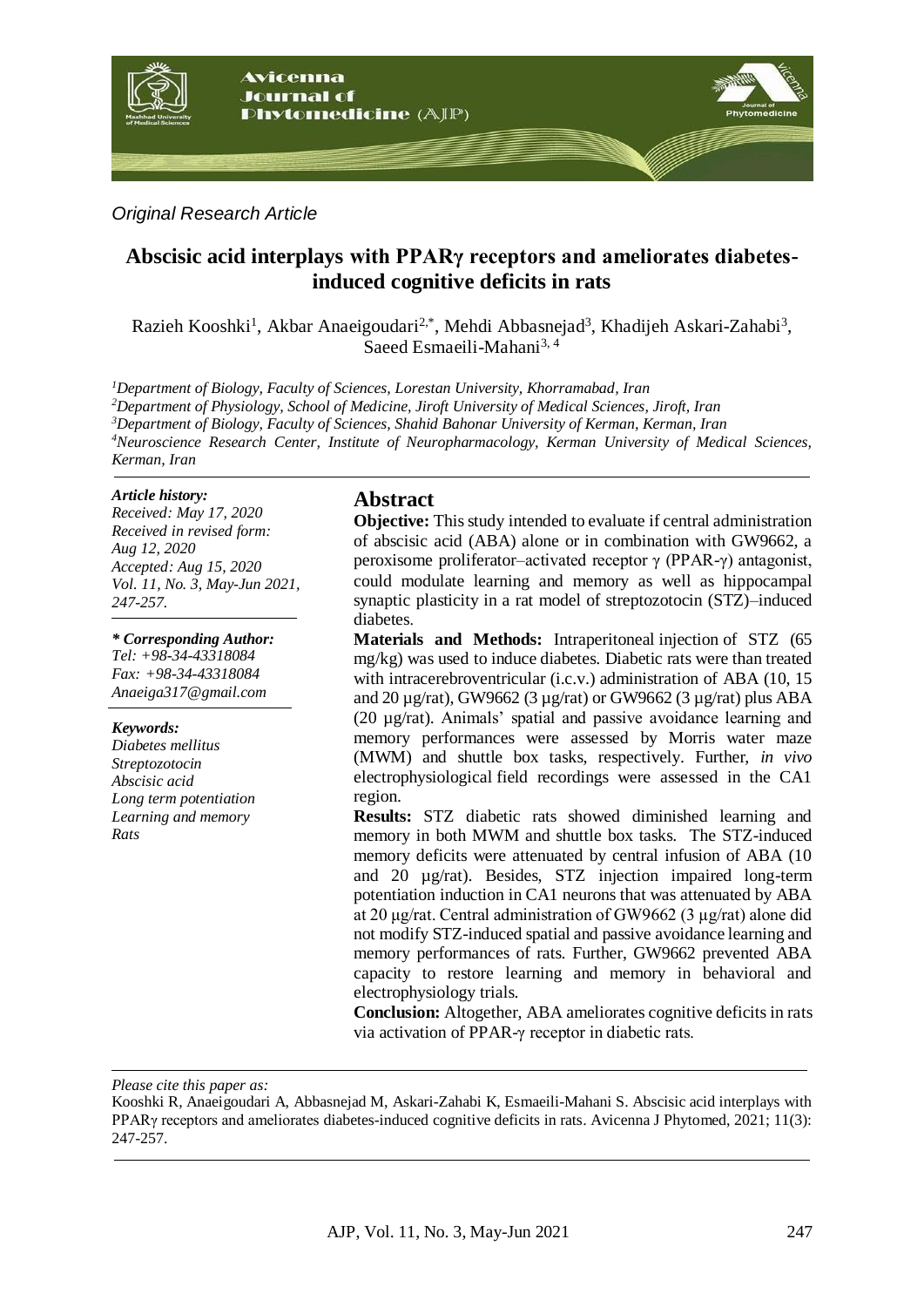*Original Research Article*

# Abscisic acid interplays with PPARγ receptors and ameliorates diabetes-induced cognitive deficits in rats

Razieh Kooshki[1], Akbar Anaeigoudari[2,*], Mehdi Abbasnejad[3], Khadijeh Askari-Zahabi[3], Saeed Esmaeili-Mahani[3, 4]

[1]*Department of Biology, Faculty of Sciences, Lorestan University, Khorramabad, Iran*
[2]*Department of Physiology, School of Medicine, Jiroft University of Medical Sciences, Jiroft, Iran*
[3]*Department of Biology, Faculty of Sciences, Shahid Bahonar University of Kerman, Kerman, Iran*
[4]*Neuroscience Research Center, Institute of Neuropharmacology, Kerman University of Medical Sciences, Kerman, Iran*

***Article history:***
*Received: May 17, 2020*
*Received in revised form: Aug 12, 2020*
*Accepted: Aug 15, 2020*
*Vol. 11, No. 3, May-Jun 2021, 247-257.*

***\* Corresponding Author:***
*Tel: +98-34-43318084*
*Fax: +98-34-43318084*
*Anaeiga317@gmail.com*

***Keywords:***
*Diabetes mellitus*
*Streptozotocin*
*Abscisic acid*
*Long term potentiation*
*Learning and memory*
*Rats*

## Abstract

**Objective:** This study intended to evaluate if central administration of abscisic acid (ABA) alone or in combination with GW9662, a peroxisome proliferator–activated receptor γ (PPAR-γ) antagonist, could modulate learning and memory as well as hippocampal synaptic plasticity in a rat model of streptozotocin (STZ)–induced diabetes.

**Materials and Methods:** Intraperitoneal injection of STZ (65 mg/kg) was used to induce diabetes. Diabetic rats were than treated with intracerebroventricular (i.c.v.) administration of ABA (10, 15 and 20 µg/rat), GW9662 (3 µg/rat) or GW9662 (3 µg/rat) plus ABA (20 µg/rat). Animals' spatial and passive avoidance learning and memory performances were assessed by Morris water maze (MWM) and shuttle box tasks, respectively. Further, *in vivo* electrophysiological field recordings were assessed in the CA1 region.

**Results:** STZ diabetic rats showed diminished learning and memory in both MWM and shuttle box tasks. The STZ-induced memory deficits were attenuated by central infusion of ABA (10 and 20 µg/rat). Besides, STZ injection impaired long-term potentiation induction in CA1 neurons that was attenuated by ABA at 20 µg/rat. Central administration of GW9662 (3 µg/rat) alone did not modify STZ-induced spatial and passive avoidance learning and memory performances of rats. Further, GW9662 prevented ABA capacity to restore learning and memory in behavioral and electrophysiology trials.

**Conclusion:** Altogether, ABA ameliorates cognitive deficits in rats via activation of PPAR-γ receptor in diabetic rats.

*Please cite this paper as:*

Kooshki R, Anaeigoudari A, Abbasnejad M, Askari-Zahabi K, Esmaeili-Mahani S. Abscisic acid interplays with PPARγ receptors and ameliorates diabetes-induced cognitive deficits in rats. Avicenna J Phytomed, 2021; 11(3): 247-257.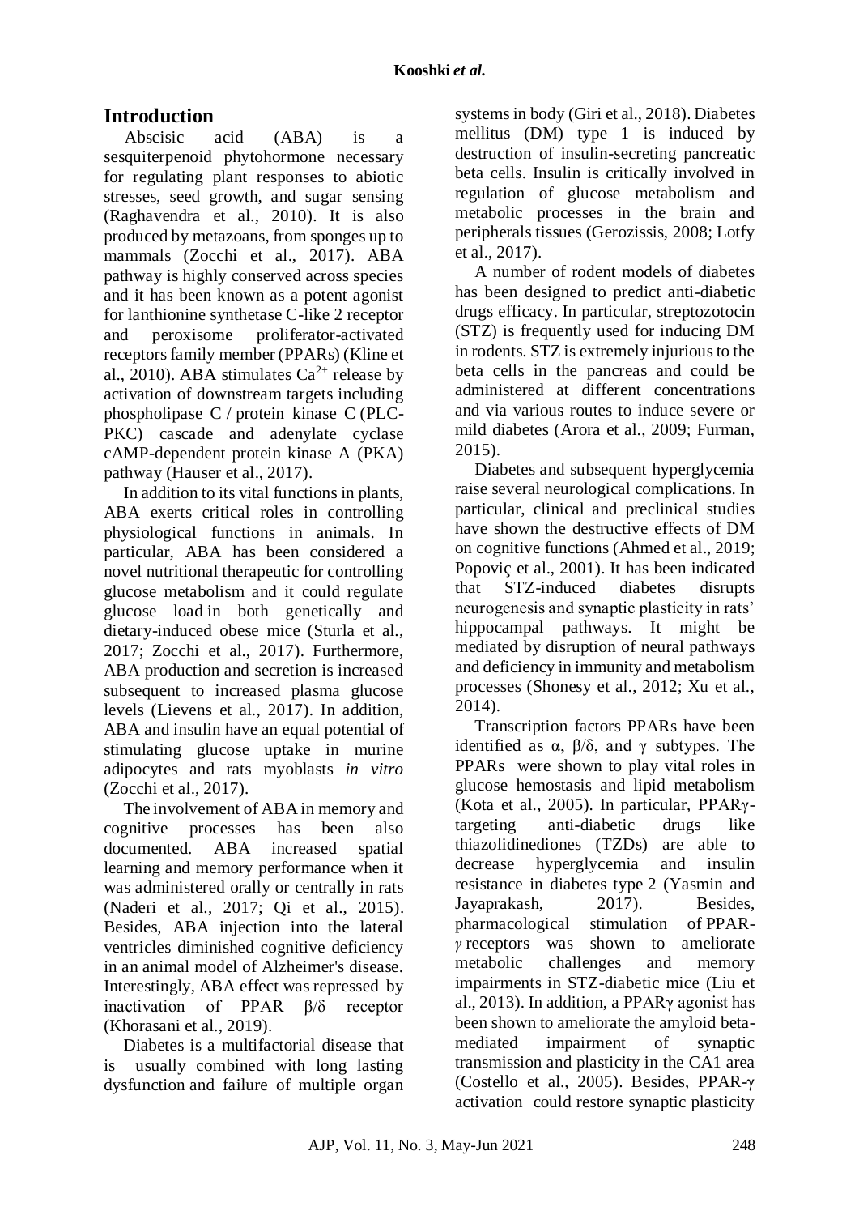## Introduction

Abscisic acid (ABA) is a sesquiterpenoid phytohormone necessary for regulating plant responses to abiotic stresses, seed growth, and sugar sensing (Raghavendra et al., 2010). It is also produced by metazoans, from sponges up to mammals (Zocchi et al., 2017). ABA pathway is highly conserved across species and it has been known as a potent agonist for lanthionine synthetase C-like 2 receptor and peroxisome proliferator-activated receptors family member (PPARs) (Kline et al., 2010). ABA stimulates $Ca^{2+}$ release by activation of downstream targets including phospholipase C / protein kinase C (PLC-PKC) cascade and adenylate cyclase cAMP-dependent protein kinase A (PKA) pathway (Hauser et al., 2017).

In addition to its vital functions in plants, ABA exerts critical roles in controlling physiological functions in animals. In particular, ABA has been considered a novel nutritional therapeutic for controlling glucose metabolism and it could regulate glucose load in both genetically and dietary-induced obese mice (Sturla et al., 2017; Zocchi et al., 2017). Furthermore, ABA production and secretion is increased subsequent to increased plasma glucose levels (Lievens et al., 2017). In addition, ABA and insulin have an equal potential of stimulating glucose uptake in murine adipocytes and rats myoblasts *in vitro* (Zocchi et al., 2017).

The involvement of ABA in memory and cognitive processes has been also documented. ABA increased spatial learning and memory performance when it was administered orally or centrally in rats (Naderi et al., 2017; Qi et al., 2015). Besides, ABA injection into the lateral ventricles diminished cognitive deficiency in an animal model of Alzheimer's disease. Interestingly, ABA effect was repressed by inactivation of PPAR β/δ receptor (Khorasani et al., 2019).

Diabetes is a multifactorial disease that is usually combined with long lasting dysfunction and failure of multiple organ systems in body (Giri et al., 2018). Diabetes mellitus (DM) type 1 is induced by destruction of insulin-secreting pancreatic beta cells. Insulin is critically involved in regulation of glucose metabolism and metabolic processes in the brain and peripherals tissues (Gerozissis, 2008; Lotfy et al., 2017).

A number of rodent models of diabetes has been designed to predict anti-diabetic drugs efficacy. In particular, streptozotocin (STZ) is frequently used for inducing DM in rodents. STZ is extremely injurious to the beta cells in the pancreas and could be administered at different concentrations and via various routes to induce severe or mild diabetes (Arora et al., 2009; Furman, 2015).

Diabetes and subsequent hyperglycemia raise several neurological complications. In particular, clinical and preclinical studies have shown the destructive effects of DM on cognitive functions (Ahmed et al., 2019; Popoviç et al., 2001). It has been indicated that STZ-induced diabetes disrupts neurogenesis and synaptic plasticity in rats' hippocampal pathways. It might be mediated by disruption of neural pathways and deficiency in immunity and metabolism processes (Shonesy et al., 2012; Xu et al., 2014).

Transcription factors PPARs have been identified as α, β/δ, and γ subtypes. The PPARs were shown to play vital roles in glucose hemostasis and lipid metabolism (Kota et al., 2005). In particular, PPARγ-targeting anti-diabetic drugs like thiazolidinediones (TZDs) are able to decrease hyperglycemia and insulin resistance in diabetes type 2 (Yasmin and Jayaprakash, 2017). Besides, pharmacological stimulation of PPAR-*γ* receptors was shown to ameliorate metabolic challenges and memory impairments in STZ-diabetic mice (Liu et al., 2013). In addition, a PPARγ agonist has been shown to ameliorate the amyloid beta-mediated impairment of synaptic transmission and plasticity in the CA1 area (Costello et al., 2005). Besides, PPAR-γ activation could restore synaptic plasticity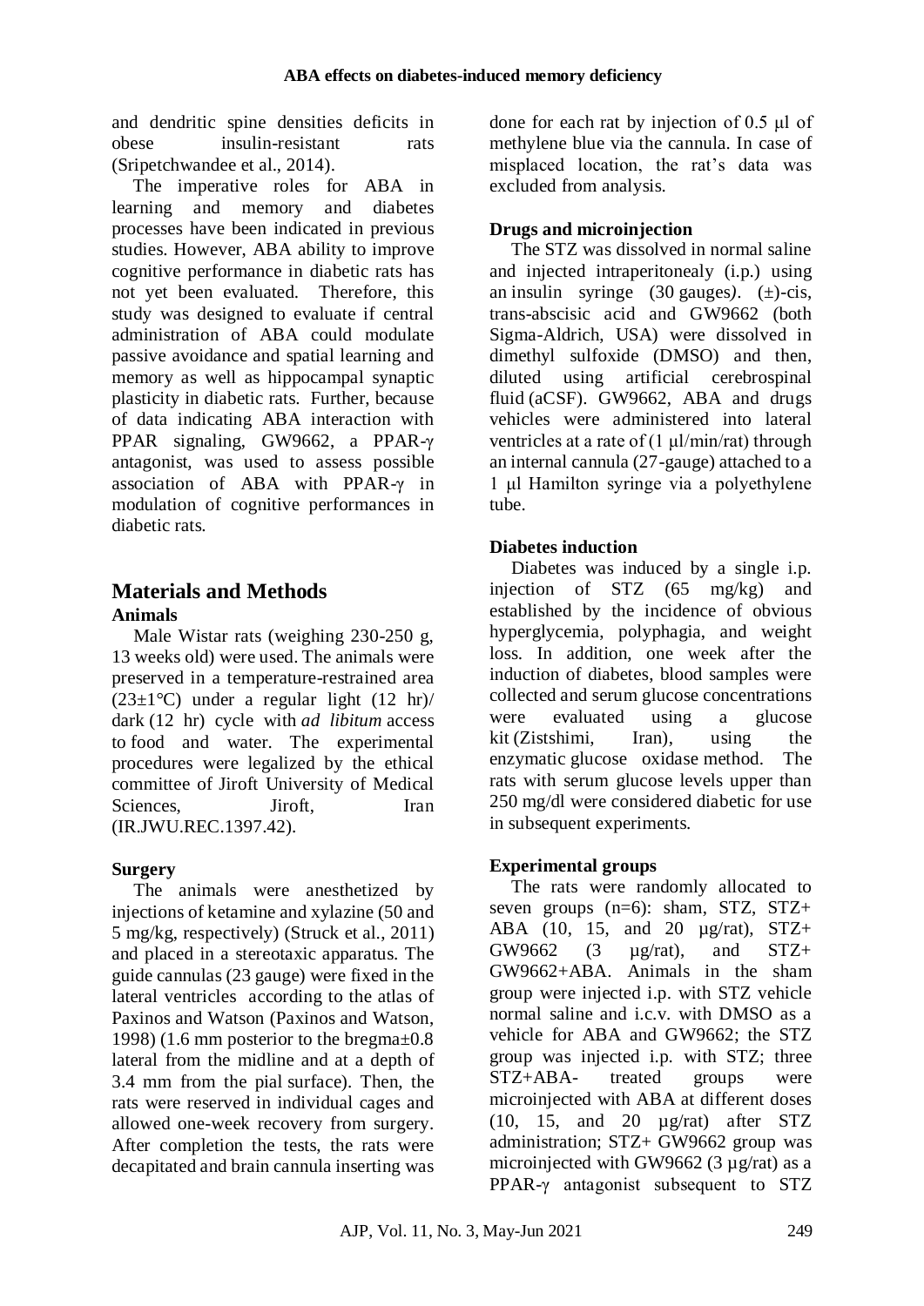and dendritic spine densities deficits in obese insulin-resistant rats (Sripetchwandee et al., 2014).

The imperative roles for ABA in learning and memory and diabetes processes have been indicated in previous studies. However, ABA ability to improve cognitive performance in diabetic rats has not yet been evaluated. Therefore, this study was designed to evaluate if central administration of ABA could modulate passive avoidance and spatial learning and memory as well as hippocampal synaptic plasticity in diabetic rats. Further, because of data indicating ABA interaction with PPAR signaling, GW9662, a PPAR-γ antagonist, was used to assess possible association of ABA with PPAR-γ in modulation of cognitive performances in diabetic rats.

## Materials and Methods

### Animals

Male Wistar rats (weighing 230-250 g, 13 weeks old) were used. The animals were preserved in a temperature-restrained area (23±1°C) under a regular light (12 hr)/ dark (12 hr) cycle with *ad libitum* access to food and water. The experimental procedures were legalized by the ethical committee of Jiroft University of Medical Sciences, Jiroft, Iran (IR.JWU.REC.1397.42).

### Surgery

The animals were anesthetized by injections of ketamine and xylazine (50 and 5 mg/kg, respectively) (Struck et al., 2011) and placed in a stereotaxic apparatus. The guide cannulas (23 gauge) were fixed in the lateral ventricles according to the atlas of Paxinos and Watson (Paxinos and Watson, 1998) (1.6 mm posterior to the bregma±0.8 lateral from the midline and at a depth of 3.4 mm from the pial surface). Then, the rats were reserved in individual cages and allowed one-week recovery from surgery. After completion the tests, the rats were decapitated and brain cannula inserting was done for each rat by injection of 0.5 μl of methylene blue via the cannula. In case of misplaced location, the rat's data was excluded from analysis.

### Drugs and microinjection

The STZ was dissolved in normal saline and injected intraperitonealy (i.p.) using an insulin syringe (30 gauges). (±)-cis, trans-abscisic acid and GW9662 (both Sigma-Aldrich, USA) were dissolved in dimethyl sulfoxide (DMSO) and then, diluted using artificial cerebrospinal fluid (aCSF). GW9662, ABA and drugs vehicles were administered into lateral ventricles at a rate of (1 μl/min/rat) through an internal cannula (27-gauge) attached to a 1 μl Hamilton syringe via a polyethylene tube.

### Diabetes induction

Diabetes was induced by a single i.p. injection of STZ (65 mg/kg) and established by the incidence of obvious hyperglycemia, polyphagia, and weight loss. In addition, one week after the induction of diabetes, blood samples were collected and serum glucose concentrations were evaluated using a glucose kit (Zistshimi, Iran), using the enzymatic glucose oxidase method. The rats with serum glucose levels upper than 250 mg/dl were considered diabetic for use in subsequent experiments.

### Experimental groups

The rats were randomly allocated to seven groups (n=6): sham, STZ, STZ+ ABA (10, 15, and 20 µg/rat), STZ+ GW9662 (3 µg/rat), and STZ+ GW9662+ABA. Animals in the sham group were injected i.p. with STZ vehicle normal saline and i.c.v. with DMSO as a vehicle for ABA and GW9662; the STZ group was injected i.p. with STZ; three STZ+ABA- treated groups were microinjected with ABA at different doses (10, 15, and 20 µg/rat) after STZ administration; STZ+ GW9662 group was microinjected with GW9662 (3 µg/rat) as a PPAR-γ antagonist subsequent to STZ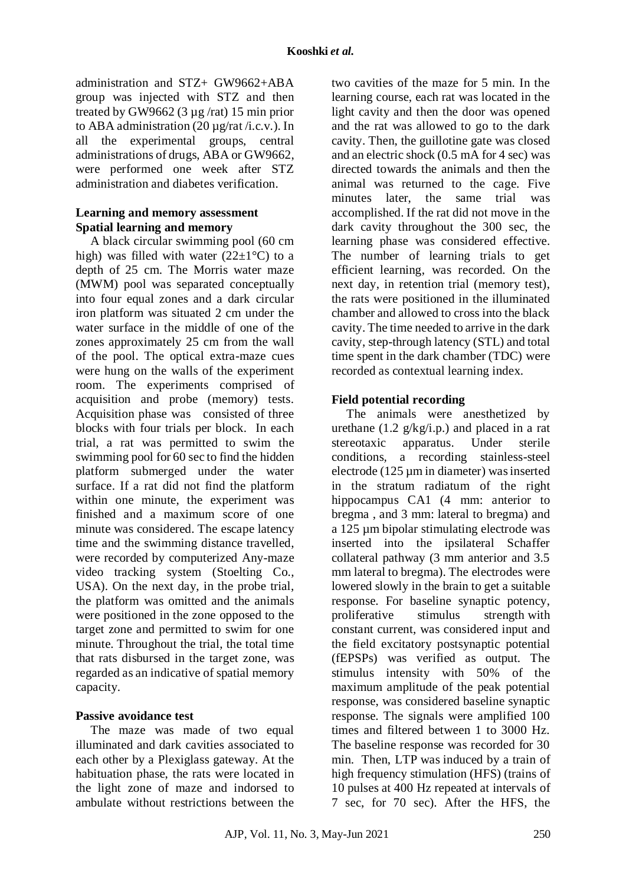administration and STZ+ GW9662+ABA group was injected with STZ and then treated by GW9662 (3 µg /rat) 15 min prior to ABA administration (20 µg/rat /i.c.v.). In all the experimental groups, central administrations of drugs, ABA or GW9662, were performed one week after STZ administration and diabetes verification.

## Learning and memory assessment

### Spatial learning and memory

A black circular swimming pool (60 cm high) was filled with water (22±1°C) to a depth of 25 cm. The Morris water maze (MWM) pool was separated conceptually into four equal zones and a dark circular iron platform was situated 2 cm under the water surface in the middle of one of the zones approximately 25 cm from the wall of the pool. The optical extra-maze cues were hung on the walls of the experiment room. The experiments comprised of acquisition and probe (memory) tests. Acquisition phase was consisted of three blocks with four trials per block. In each trial, a rat was permitted to swim the swimming pool for 60 sec to find the hidden platform submerged under the water surface. If a rat did not find the platform within one minute, the experiment was finished and a maximum score of one minute was considered. The escape latency time and the swimming distance travelled, were recorded by computerized Any-maze video tracking system (Stoelting Co., USA). On the next day, in the probe trial, the platform was omitted and the animals were positioned in the zone opposed to the target zone and permitted to swim for one minute. Throughout the trial, the total time that rats disbursed in the target zone, was regarded as an indicative of spatial memory capacity.

### Passive avoidance test

The maze was made of two equal illuminated and dark cavities associated to each other by a Plexiglass gateway. At the habituation phase, the rats were located in the light zone of maze and indorsed to ambulate without restrictions between the two cavities of the maze for 5 min. In the learning course, each rat was located in the light cavity and then the door was opened and the rat was allowed to go to the dark cavity. Then, the guillotine gate was closed and an electric shock (0.5 mA for 4 sec) was directed towards the animals and then the animal was returned to the cage. Five minutes later, the same trial was accomplished. If the rat did not move in the dark cavity throughout the 300 sec, the learning phase was considered effective. The number of learning trials to get efficient learning, was recorded. On the next day, in retention trial (memory test), the rats were positioned in the illuminated chamber and allowed to cross into the black cavity. The time needed to arrive in the dark cavity, step-through latency (STL) and total time spent in the dark chamber (TDC) were recorded as contextual learning index.

### Field potential recording

The animals were anesthetized by urethane (1.2 g/kg/i.p.) and placed in a rat stereotaxic apparatus. Under sterile conditions, a recording stainless-steel electrode (125 µm in diameter) was inserted in the stratum radiatum of the right hippocampus CA1 (4 mm: anterior to bregma , and 3 mm: lateral to bregma) and a 125 µm bipolar stimulating electrode was inserted into the ipsilateral Schaffer collateral pathway (3 mm anterior and 3.5 mm lateral to bregma). The electrodes were lowered slowly in the brain to get a suitable response. For baseline synaptic potency, proliferative stimulus strength with constant current, was considered input and the field excitatory postsynaptic potential (fEPSPs) was verified as output. The stimulus intensity with 50% of the maximum amplitude of the peak potential response, was considered baseline synaptic response. The signals were amplified 100 times and filtered between 1 to 3000 Hz. The baseline response was recorded for 30 min. Then, LTP was induced by a train of high frequency stimulation (HFS) (trains of 10 pulses at 400 Hz repeated at intervals of 7 sec, for 70 sec). After the HFS, the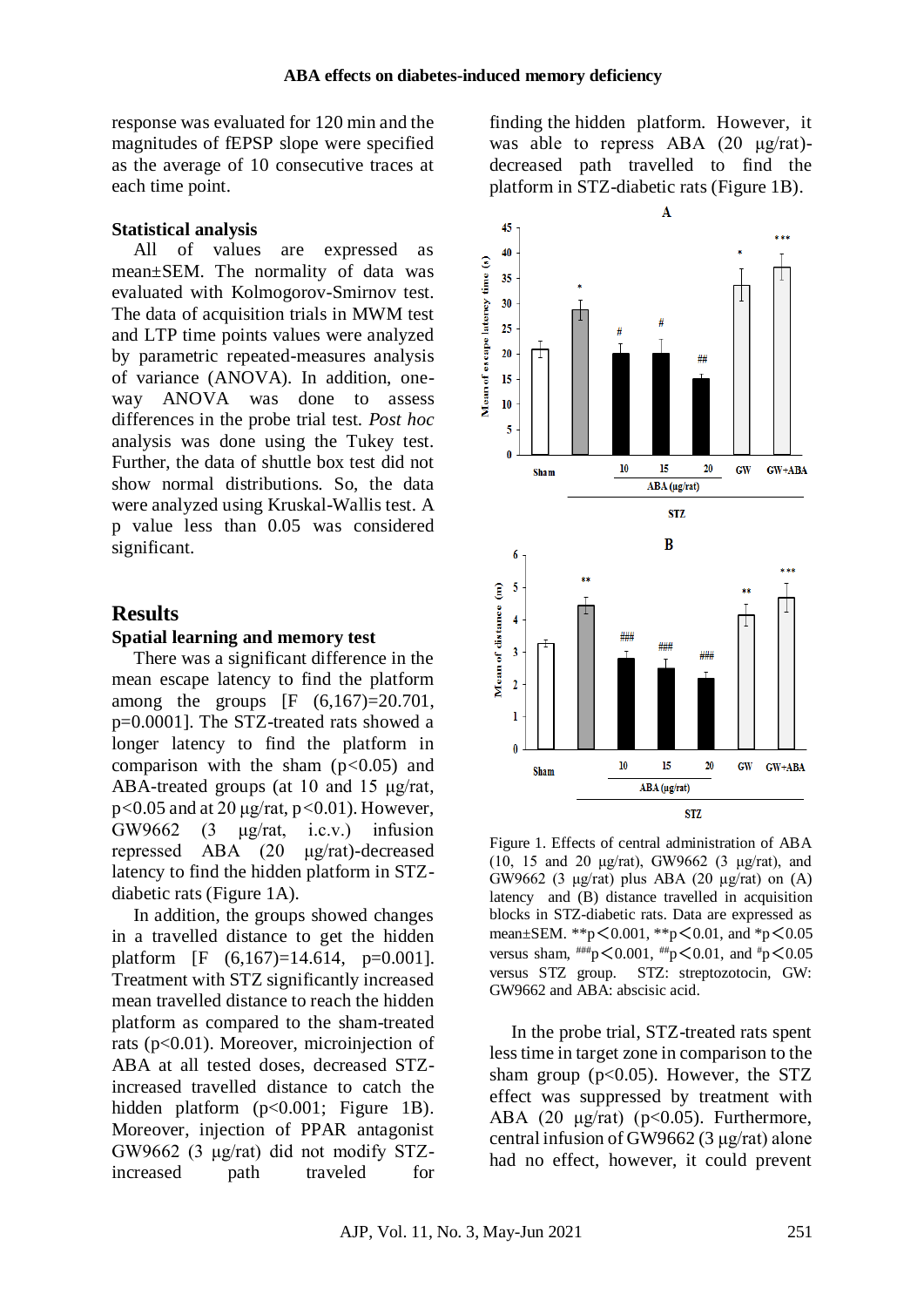response was evaluated for 120 min and the magnitudes of fEPSP slope were specified as the average of 10 consecutive traces at each time point.

### Statistical analysis

All of values are expressed as mean±SEM. The normality of data was evaluated with Kolmogorov-Smirnov test. The data of acquisition trials in MWM test and LTP time points values were analyzed by parametric repeated-measures analysis of variance (ANOVA). In addition, one-way ANOVA was done to assess differences in the probe trial test. *Post hoc* analysis was done using the Tukey test. Further, the data of shuttle box test did not show normal distributions. So, the data were analyzed using Kruskal-Wallis test. A p value less than 0.05 was considered significant.

## Results

### Spatial learning and memory test

There was a significant difference in the mean escape latency to find the platform among the groups [F (6,167)=20.701, p=0.0001]. The STZ-treated rats showed a longer latency to find the platform in comparison with the sham ($p<0.05$) and ABA-treated groups (at 10 and 15 µg/rat, $p<0.05$ and at 20 µg/rat, $p<0.01$). However, GW9662 (3 µg/rat, i.c.v.) infusion repressed ABA (20 µg/rat)-decreased latency to find the hidden platform in STZ-diabetic rats (Figure 1A).

In addition, the groups showed changes in a travelled distance to get the hidden platform [F (6,167)=14.614, p=0.001]. Treatment with STZ significantly increased mean travelled distance to reach the hidden platform as compared to the sham-treated rats ($p<0.01$). Moreover, microinjection of ABA at all tested doses, decreased STZ-increased travelled distance to catch the hidden platform ($p<0.001$; Figure 1B). Moreover, injection of PPAR antagonist GW9662 (3 µg/rat) did not modify STZ-increased path traveled for finding the hidden platform. However, it was able to repress ABA (20 µg/rat)-decreased path travelled to find the platform in STZ-diabetic rats (Figure 1B).

Figure 1. Effects of central administration of ABA (10, 15 and 20 µg/rat), GW9662 (3 µg/rat), and GW9662 (3 µg/rat) plus ABA (20 µg/rat) on (A) latency and (B) distance travelled in acquisition blocks in STZ-diabetic rats. Data are expressed as mean±SEM. $^{**}p<0.001$, $^{**}p<0.01$, and $^{*}p<0.05$ versus sham, $^{\#\#\#}p<0.001$, $^{\#\#}p<0.01$, and $^{\#}p<0.05$ versus STZ group. STZ: streptozotocin, GW: GW9662 and ABA: abscisic acid.

In the probe trial, STZ-treated rats spent less time in target zone in comparison to the sham group ($p<0.05$). However, the STZ effect was suppressed by treatment with ABA (20 µg/rat) ($p<0.05$). Furthermore, central infusion of GW9662 (3 µg/rat) alone had no effect, however, it could prevent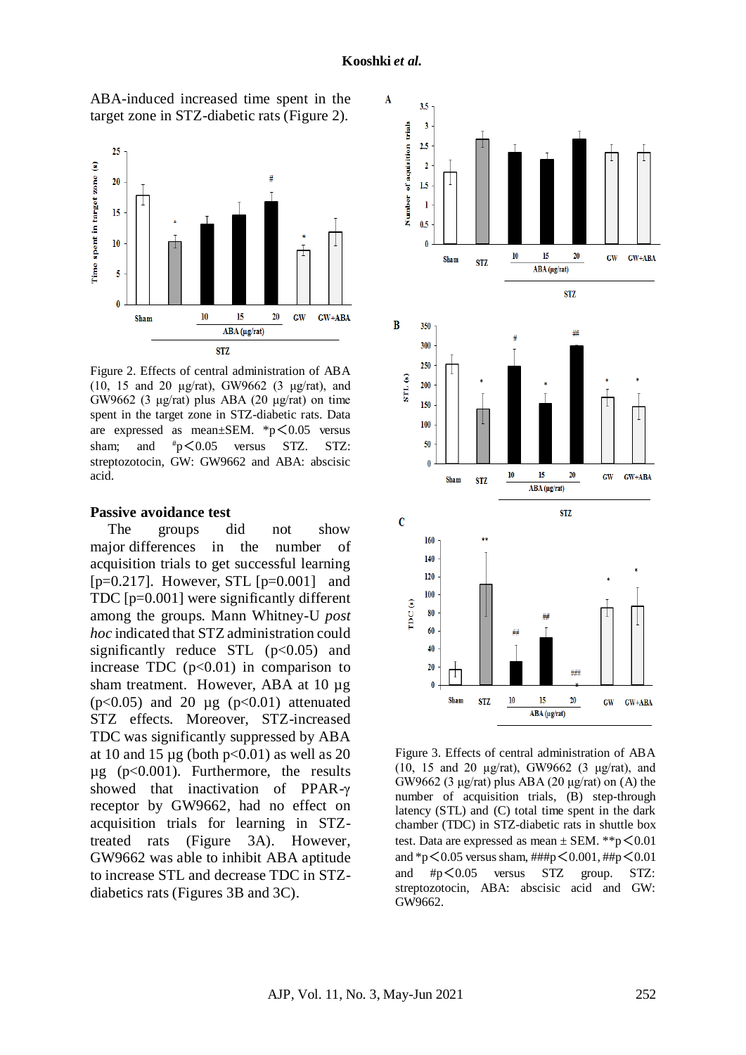ABA-induced increased time spent in the target zone in STZ-diabetic rats (Figure 2).

Figure 2. Effects of central administration of ABA (10, 15 and 20 µg/rat), GW9662 (3 µg/rat), and GW9662 (3 µg/rat) plus ABA (20 µg/rat) on time spent in the target zone in STZ-diabetic rats. Data are expressed as mean±SEM. *p<0.05 versus sham; and #p<0.05 versus STZ. STZ: streptozotocin, GW: GW9662 and ABA: abscisic acid.

## Passive avoidance test

The groups did not show major differences in the number of acquisition trials to get successful learning [p=0.217]. However, STL [p=0.001] and TDC [p=0.001] were significantly different among the groups. Mann Whitney-U *post hoc* indicated that STZ administration could significantly reduce STL ($p<0.05$) and increase TDC ($p<0.01$) in comparison to sham treatment. However, ABA at 10 µg ($p<0.05$) and 20 µg ($p<0.01$) attenuated STZ effects. Moreover, STZ-increased TDC was significantly suppressed by ABA at 10 and 15 µg (both $p<0.01$) as well as 20 µg ($p<0.001$). Furthermore, the results showed that inactivation of PPAR-γ receptor by GW9662, had no effect on acquisition trials for learning in STZ-treated rats (Figure 3A). However, GW9662 was able to inhibit ABA aptitude to increase STL and decrease TDC in STZ-diabetics rats (Figures 3B and 3C).

Figure 3. Effects of central administration of ABA (10, 15 and 20 µg/rat), GW9662 (3 µg/rat), and GW9662 (3 µg/rat) plus ABA (20 µg/rat) on (A) the number of acquisition trials, (B) step-through latency (STL) and (C) total time spent in the dark chamber (TDC) in STZ-diabetic rats in shuttle box test. Data are expressed as mean ± SEM. **p<0.01 and *p<0.05 versus sham, ###p<0.001, ##p<0.01 and #p<0.05 versus STZ group. STZ: streptozotocin, ABA: abscisic acid and GW: GW9662.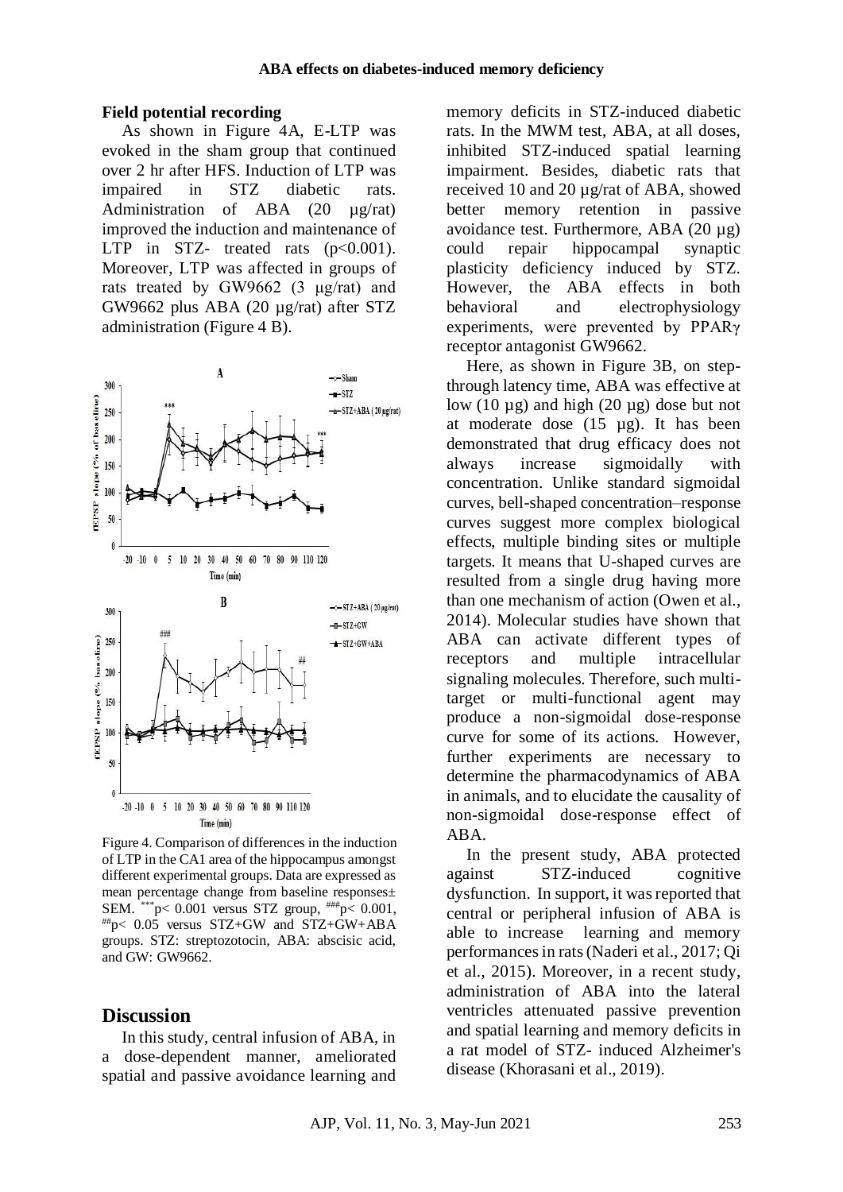**Field potential recording**

As shown in Figure 4A, E-LTP was evoked in the sham group that continued over 2 hr after HFS. Induction of LTP was impaired in STZ diabetic rats. Administration of ABA (20 µg/rat) improved the induction and maintenance of LTP in STZ- treated rats ($p<0.001$). Moreover, LTP was affected in groups of rats treated by GW9662 (3 µg/rat) and GW9662 plus ABA (20 µg/rat) after STZ administration (Figure 4 B).

Figure 4. Comparison of differences in the induction of LTP in the CA1 area of the hippocampus amongst different experimental groups. Data are expressed as mean percentage change from baseline responses± SEM. $^{***}p< 0.001$ versus STZ group, $^{###}p< 0.001$, $^{##}p< 0.05$ versus STZ+GW and STZ+GW+ABA groups. STZ: streptozotocin, ABA: abscisic acid, and GW: GW9662.

## Discussion

In this study, central infusion of ABA, in a dose-dependent manner, ameliorated spatial and passive avoidance learning and memory deficits in STZ-induced diabetic rats. In the MWM test, ABA, at all doses, inhibited STZ-induced spatial learning impairment. Besides, diabetic rats that received 10 and 20 µg/rat of ABA, showed better memory retention in passive avoidance test. Furthermore, ABA (20 µg) could repair hippocampal synaptic plasticity deficiency induced by STZ. However, the ABA effects in both behavioral and electrophysiology experiments, were prevented by PPARγ receptor antagonist GW9662.

Here, as shown in Figure 3B, on step-through latency time, ABA was effective at low (10 µg) and high (20 µg) dose but not at moderate dose (15 µg). It has been demonstrated that drug efficacy does not always increase sigmoidally with concentration. Unlike standard sigmoidal curves, bell-shaped concentration–response curves suggest more complex biological effects, multiple binding sites or multiple targets. It means that U-shaped curves are resulted from a single drug having more than one mechanism of action (Owen et al., 2014). Molecular studies have shown that ABA can activate different types of receptors and multiple intracellular signaling molecules. Therefore, such multi-target or multi-functional agent may produce a non-sigmoidal dose-response curve for some of its actions. However, further experiments are necessary to determine the pharmacodynamics of ABA in animals, and to elucidate the causality of non-sigmoidal dose-response effect of ABA.

In the present study, ABA protected against STZ-induced cognitive dysfunction. In support, it was reported that central or peripheral infusion of ABA is able to increase learning and memory performances in rats (Naderi et al., 2017; Qi et al., 2015). Moreover, in a recent study, administration of ABA into the lateral ventricles attenuated passive prevention and spatial learning and memory deficits in a rat model of STZ- induced Alzheimer's disease (Khorasani et al., 2019).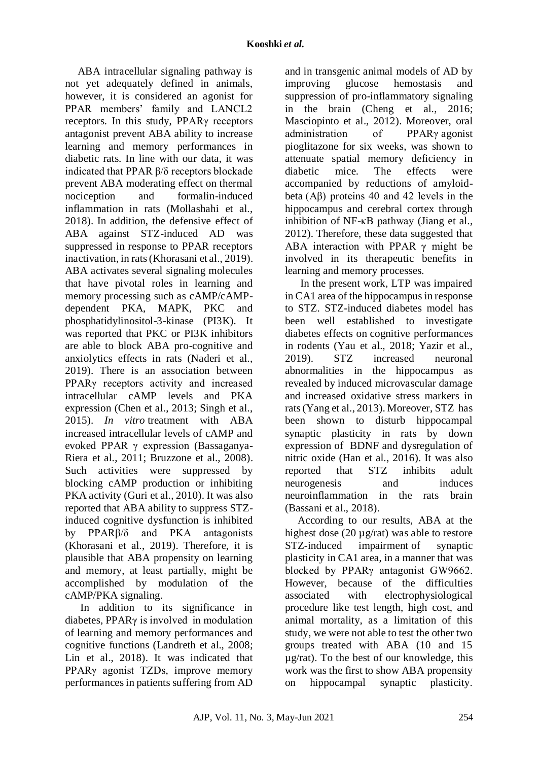ABA intracellular signaling pathway is not yet adequately defined in animals, however, it is considered an agonist for PPAR members' family and LANCL2 receptors. In this study, PPARγ receptors antagonist prevent ABA ability to increase learning and memory performances in diabetic rats. In line with our data, it was indicated that PPAR β/δ receptors blockade prevent ABA moderating effect on thermal nociception and formalin-induced inflammation in rats (Mollashahi et al., 2018). In addition, the defensive effect of ABA against STZ-induced AD was suppressed in response to PPAR receptors inactivation, in rats (Khorasani et al., 2019). ABA activates several signaling molecules that have pivotal roles in learning and memory processing such as cAMP/cAMP-dependent PKA, MAPK, PKC and phosphatidylinositol-3-kinase (PI3K). It was reported that PKC or PI3K inhibitors are able to block ABA pro-cognitive and anxiolytics effects in rats (Naderi et al., 2019). There is an association between PPARγ receptors activity and increased intracellular cAMP levels and PKA expression (Chen et al., 2013; Singh et al., 2015). *In vitro* treatment with ABA increased intracellular levels of cAMP and evoked PPAR γ expression (Bassaganya-Riera et al., 2011; Bruzzone et al., 2008). Such activities were suppressed by blocking cAMP production or inhibiting PKA activity (Guri et al., 2010). It was also reported that ABA ability to suppress STZ-induced cognitive dysfunction is inhibited by PPARβ/δ and PKA antagonists (Khorasani et al., 2019). Therefore, it is plausible that ABA propensity on learning and memory, at least partially, might be accomplished by modulation of the cAMP/PKA signaling.

In addition to its significance in diabetes, PPARγ is involved in modulation of learning and memory performances and cognitive functions (Landreth et al., 2008; Lin et al., 2018). It was indicated that PPARγ agonist TZDs, improve memory performances in patients suffering from AD and in transgenic animal models of AD by improving glucose hemostasis and suppression of pro-inflammatory signaling in the brain (Cheng et al., 2016; Masciopinto et al., 2012). Moreover, oral administration of PPARγ agonist pioglitazone for six weeks, was shown to attenuate spatial memory deficiency in diabetic mice. The effects were accompanied by reductions of amyloid-beta (Aβ) proteins 40 and 42 levels in the hippocampus and cerebral cortex through inhibition of NF-κB pathway (Jiang et al., 2012). Therefore, these data suggested that ABA interaction with PPAR γ might be involved in its therapeutic benefits in learning and memory processes.

In the present work, LTP was impaired in CA1 area of the hippocampus in response to STZ. STZ-induced diabetes model has been well established to investigate diabetes effects on cognitive performances in rodents (Yau et al., 2018; Yazir et al., 2019). STZ increased neuronal abnormalities in the hippocampus as revealed by induced microvascular damage and increased oxidative stress markers in rats (Yang et al., 2013). Moreover, STZ has been shown to disturb hippocampal synaptic plasticity in rats by down expression of BDNF and dysregulation of nitric oxide (Han et al., 2016). It was also reported that STZ inhibits adult neurogenesis and induces neuroinflammation in the rats brain (Bassani et al., 2018).

According to our results, ABA at the highest dose (20 µg/rat) was able to restore STZ-induced impairment of synaptic plasticity in CA1 area, in a manner that was blocked by PPARγ antagonist GW9662. However, because of the difficulties associated with electrophysiological procedure like test length, high cost, and animal mortality, as a limitation of this study, we were not able to test the other two groups treated with ABA (10 and 15 µg/rat). To the best of our knowledge, this work was the first to show ABA propensity on hippocampal synaptic plasticity.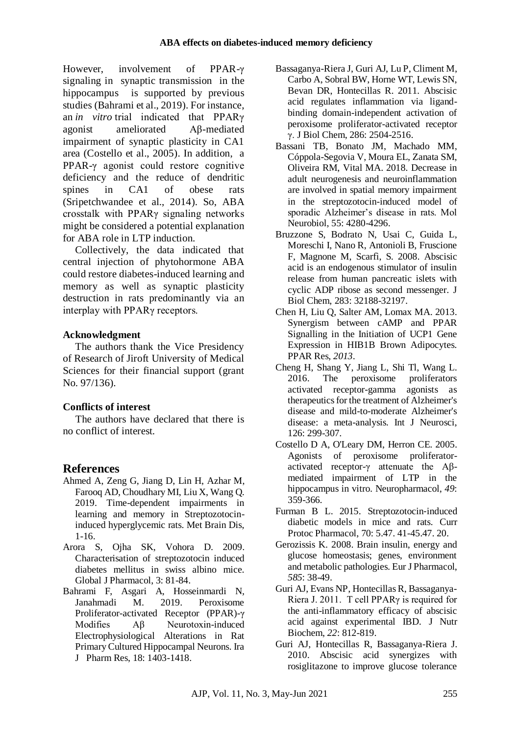However, involvement of PPAR-γ signaling in synaptic transmission in the hippocampus is supported by previous studies (Bahrami et al., 2019). For instance, an *in vitro* trial indicated that PPARγ agonist ameliorated Aβ-mediated impairment of synaptic plasticity in CA1 area (Costello et al., 2005). In addition, a PPAR-γ agonist could restore cognitive deficiency and the reduce of dendritic spines in CA1 of obese rats (Sripetchwandee et al., 2014). So, ABA crosstalk with PPARγ signaling networks might be considered a potential explanation for ABA role in LTP induction.

Collectively, the data indicated that central injection of phytohormone ABA could restore diabetes-induced learning and memory as well as synaptic plasticity destruction in rats predominantly via an interplay with PPARγ receptors.

### Acknowledgment

The authors thank the Vice Presidency of Research of Jiroft University of Medical Sciences for their financial support (grant No. 97/136).

### Conflicts of interest

The authors have declared that there is no conflict of interest.

## References

Ahmed A, Zeng G, Jiang D, Lin H, Azhar M, Farooq AD, Choudhary MI, Liu X, Wang Q. 2019. Time-dependent impairments in learning and memory in Streptozotocin-induced hyperglycemic rats. Met Brain Dis, 1-16.

Arora S, Ojha SK, Vohora D. 2009. Characterisation of streptozotocin induced diabetes mellitus in swiss albino mice. Global J Pharmacol, 3: 81-84.

Bahrami F, Asgari A, Hosseinmardi N, Janahmadi M. 2019. Peroxisome Proliferator-activated Receptor (PPAR)-γ Modifies Aβ Neurotoxin-induced Electrophysiological Alterations in Rat Primary Cultured Hippocampal Neurons. Ira J Pharm Res, 18: 1403-1418.

Bassaganya-Riera J, Guri AJ, Lu P, Climent M, Carbo A, Sobral BW, Horne WT, Lewis SN, Bevan DR, Hontecillas R. 2011. Abscisic acid regulates inflammation via ligand-binding domain-independent activation of peroxisome proliferator-activated receptor γ. J Biol Chem, 286: 2504-2516.

Bassani TB, Bonato JM, Machado MM, Cóppola-Segovia V, Moura EL, Zanata SM, Oliveira RM, Vital MA. 2018. Decrease in adult neurogenesis and neuroinflammation are involved in spatial memory impairment in the streptozotocin-induced model of sporadic Alzheimer's disease in rats. Mol Neurobiol, 55: 4280-4296.

Bruzzone S, Bodrato N, Usai C, Guida L, Moreschi I, Nano R, Antonioli B, Fruscione F, Magnone M, Scarfì, S. 2008. Abscisic acid is an endogenous stimulator of insulin release from human pancreatic islets with cyclic ADP ribose as second messenger. J Biol Chem, 283: 32188-32197.

Chen H, Liu Q, Salter AM, Lomax MA. 2013. Synergism between cAMP and PPAR Signalling in the Initiation of UCP1 Gene Expression in HIB1B Brown Adipocytes. PPAR Res, *2013*.

Cheng H, Shang Y, Jiang L, Shi Tl, Wang L. 2016. The peroxisome proliferators activated receptor-gamma agonists as therapeutics for the treatment of Alzheimer's disease and mild-to-moderate Alzheimer's disease: a meta-analysis. Int J Neurosci, 126: 299-307.

Costello D A, O'Leary DM, Herron CE. 2005. Agonists of peroxisome proliferator-activated receptor-γ attenuate the Aβ-mediated impairment of LTP in the hippocampus in vitro. Neuropharmacol, *49*: 359-366.

Furman B L. 2015. Streptozotocin‐induced diabetic models in mice and rats. Curr Protoc Pharmacol, 70: 5.47. 41-45.47. 20.

Gerozissis K. 2008. Brain insulin, energy and glucose homeostasis; genes, environment and metabolic pathologies. Eur J Pharmacol, *585*: 38-49.

Guri AJ, Evans NP, Hontecillas R, Bassaganya-Riera J. 2011. T cell PPARγ is required for the anti-inflammatory efficacy of abscisic acid against experimental IBD. J Nutr Biochem, *22*: 812-819.

Guri AJ, Hontecillas R, Bassaganya-Riera J. 2010. Abscisic acid synergizes with rosiglitazone to improve glucose tolerance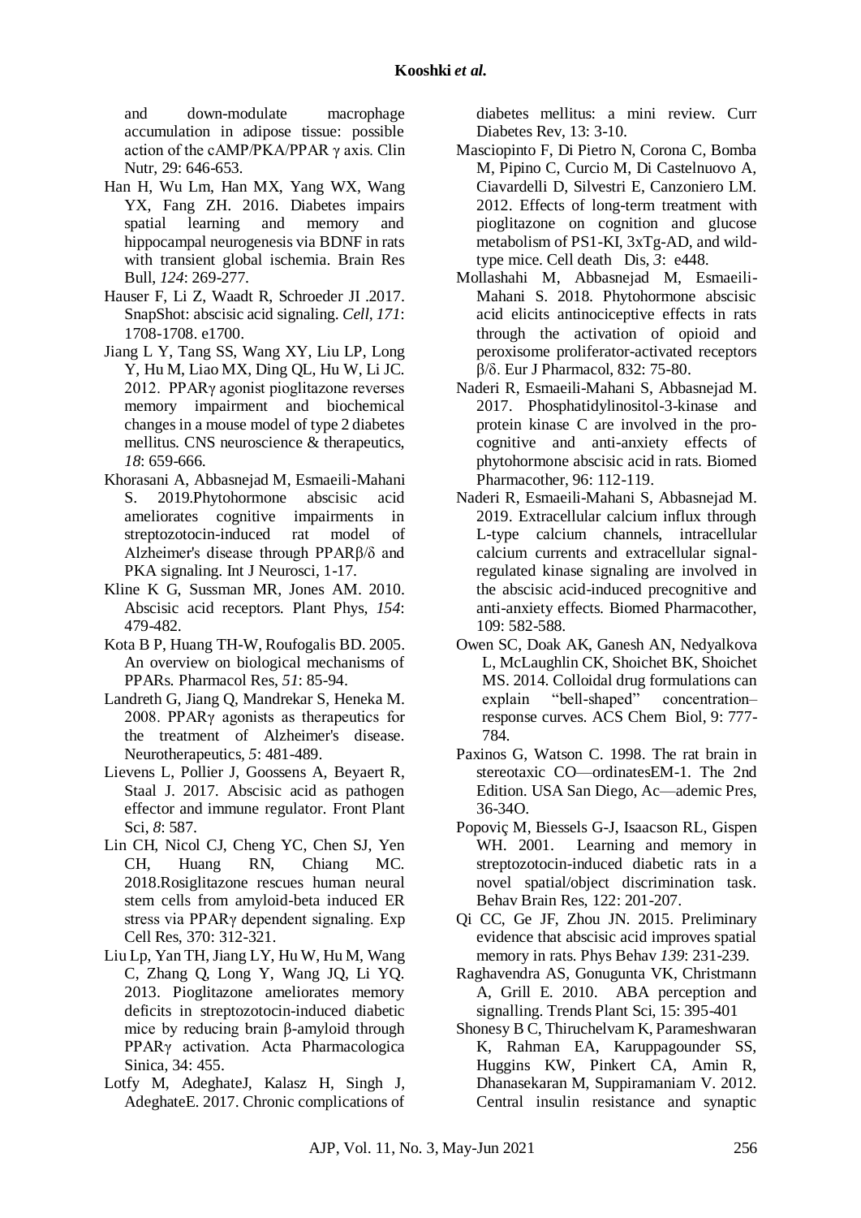and down-modulate macrophage accumulation in adipose tissue: possible action of the cAMP/PKA/PPAR γ axis. Clin Nutr, 29: 646-653.

Han H, Wu Lm, Han MX, Yang WX, Wang YX, Fang ZH. 2016. Diabetes impairs spatial learning and memory and hippocampal neurogenesis via BDNF in rats with transient global ischemia. Brain Res Bull, *124*: 269-277.

Hauser F, Li Z, Waadt R, Schroeder JI .2017. SnapShot: abscisic acid signaling. *Cell, 171*: 1708-1708. e1700.

Jiang L Y, Tang SS, Wang XY, Liu LP, Long Y, Hu M, Liao MX, Ding QL, Hu W, Li JC. 2012. PPARγ agonist pioglitazone reverses memory impairment and biochemical changes in a mouse model of type 2 diabetes mellitus. CNS neuroscience & therapeutics, *18*: 659-666.

Khorasani A, Abbasnejad M, Esmaeili-Mahani S. 2019.Phytohormone abscisic acid ameliorates cognitive impairments in streptozotocin-induced rat model of Alzheimer's disease through PPARβ/δ and PKA signaling. Int J Neurosci, 1-17.

Kline K G, Sussman MR, Jones AM. 2010. Abscisic acid receptors. Plant Phys, *154*: 479-482.

Kota B P, Huang TH-W, Roufogalis BD. 2005. An overview on biological mechanisms of PPARs. Pharmacol Res, *51*: 85-94.

Landreth G, Jiang Q, Mandrekar S, Heneka M. 2008. PPARγ agonists as therapeutics for the treatment of Alzheimer's disease. Neurotherapeutics, *5*: 481-489.

Lievens L, Pollier J, Goossens A, Beyaert R, Staal J. 2017. Abscisic acid as pathogen effector and immune regulator. Front Plant Sci, *8*: 587.

Lin CH, Nicol CJ, Cheng YC, Chen SJ, Yen CH, Huang RN, Chiang MC. 2018.Rosiglitazone rescues human neural stem cells from amyloid-beta induced ER stress via PPARγ dependent signaling. Exp Cell Res, 370: 312-321.

Liu Lp, Yan TH, Jiang LY, Hu W, Hu M, Wang C, Zhang Q, Long Y, Wang JQ, Li YQ. 2013. Pioglitazone ameliorates memory deficits in streptozotocin-induced diabetic mice by reducing brain β-amyloid through PPARγ activation. Acta Pharmacologica Sinica, 34: 455.

Lotfy M, AdeghateJ, Kalasz H, Singh J, AdeghateE. 2017. Chronic complications of diabetes mellitus: a mini review. Curr Diabetes Rev, 13: 3-10.

Masciopinto F, Di Pietro N, Corona C, Bomba M, Pipino C, Curcio M, Di Castelnuovo A, Ciavardelli D, Silvestri E, Canzoniero LM. 2012. Effects of long-term treatment with pioglitazone on cognition and glucose metabolism of PS1-KI, 3xTg-AD, and wild-type mice. Cell death Dis, *3*: e448.

Mollashahi M, Abbasnejad M, Esmaeili-Mahani S. 2018. Phytohormone abscisic acid elicits antinociceptive effects in rats through the activation of opioid and peroxisome proliferator-activated receptors β/δ. Eur J Pharmacol, 832: 75-80.

Naderi R, Esmaeili-Mahani S, Abbasnejad M. 2017. Phosphatidylinositol-3-kinase and protein kinase C are involved in the pro-cognitive and anti-anxiety effects of phytohormone abscisic acid in rats. Biomed Pharmacother, 96: 112-119.

Naderi R, Esmaeili-Mahani S, Abbasnejad M. 2019. Extracellular calcium influx through L-type calcium channels, intracellular calcium currents and extracellular signal-regulated kinase signaling are involved in the abscisic acid-induced precognitive and anti-anxiety effects. Biomed Pharmacother, 109: 582-588.

Owen SC, Doak AK, Ganesh AN, Nedyalkova L, McLaughlin CK, Shoichet BK, Shoichet MS. 2014. Colloidal drug formulations can explain "bell-shaped" concentration–response curves. ACS Chem Biol, 9: 777-784.

Paxinos G, Watson C. 1998. The rat brain in stereotaxic CO—ordinatesEM-1. The 2nd Edition. USA San Diego, Ac—ademic Pres, 36-34O.

Popoviç M, Biessels G-J, Isaacson RL, Gispen WH. 2001. Learning and memory in streptozotocin-induced diabetic rats in a novel spatial/object discrimination task. Behav Brain Res, 122: 201-207.

Qi CC, Ge JF, Zhou JN. 2015. Preliminary evidence that abscisic acid improves spatial memory in rats. Phys Behav *139*: 231-239.

Raghavendra AS, Gonugunta VK, Christmann A, Grill E. 2010. ABA perception and signalling. Trends Plant Sci, 15: 395-401

Shonesy B C, Thiruchelvam K, Parameshwaran K, Rahman EA, Karuppagounder SS, Huggins KW, Pinkert CA, Amin R, Dhanasekaran M, Suppiramaniam V. 2012. Central insulin resistance and synaptic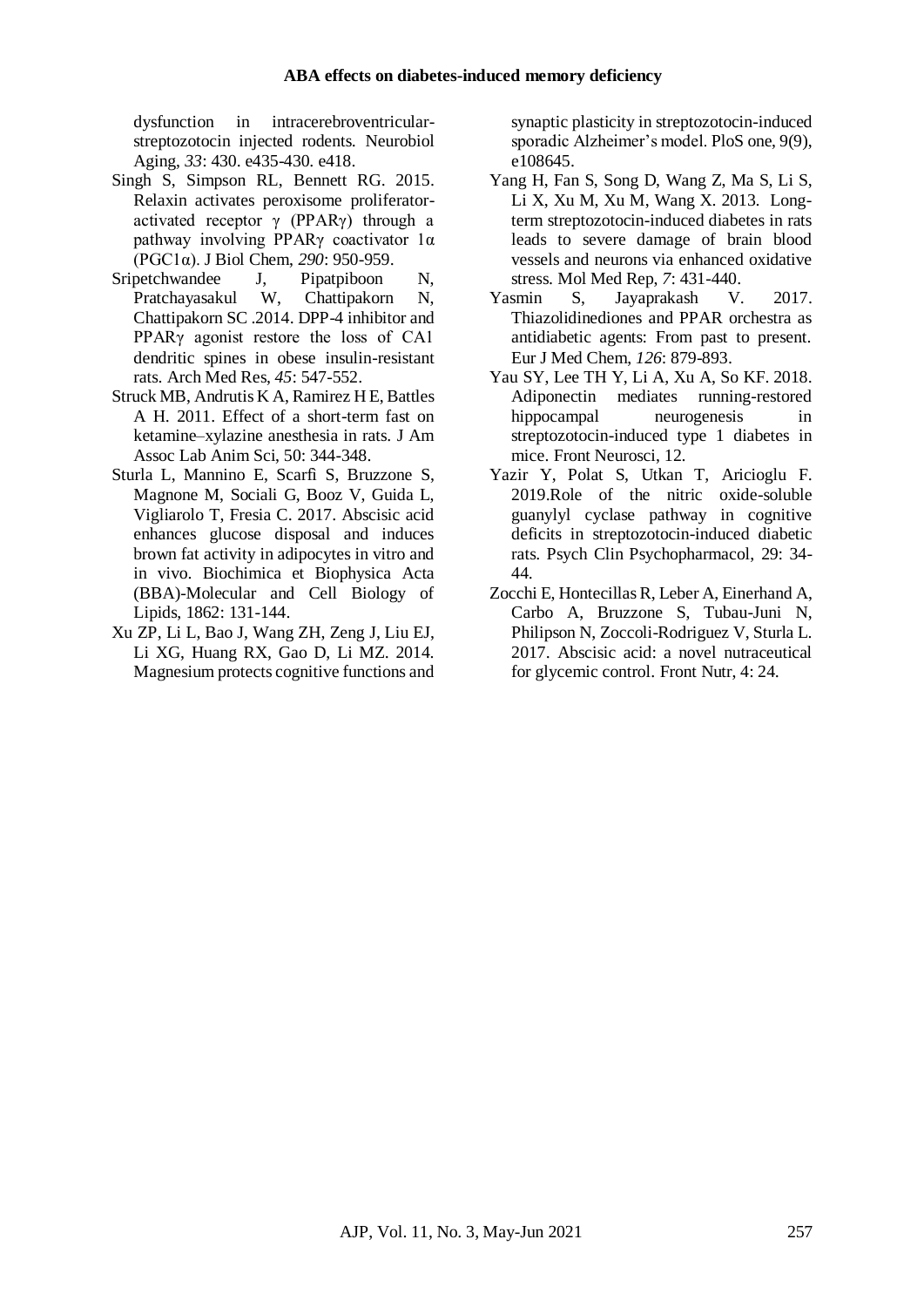dysfunction in intracerebroventricular-streptozotocin injected rodents. Neurobiol Aging, *33*: 430. e435-430. e418.

Singh S, Simpson RL, Bennett RG. 2015. Relaxin activates peroxisome proliferator-activated receptor γ (PPARγ) through a pathway involving PPARγ coactivator 1α (PGC1α). J Biol Chem, *290*: 950-959.

Sripetchwandee J, Pipatpiboon N, Pratchayasakul W, Chattipakorn N, Chattipakorn SC .2014. DPP-4 inhibitor and PPARγ agonist restore the loss of CA1 dendritic spines in obese insulin-resistant rats. Arch Med Res, *45*: 547-552.

Struck MB, Andrutis K A, Ramirez H E, Battles A H. 2011. Effect of a short-term fast on ketamine–xylazine anesthesia in rats. J Am Assoc Lab Anim Sci, 50: 344-348.

Sturla L, Mannino E, Scarfì S, Bruzzone S, Magnone M, Sociali G, Booz V, Guida L, Vigliarolo T, Fresia C. 2017. Abscisic acid enhances glucose disposal and induces brown fat activity in adipocytes in vitro and in vivo. Biochimica et Biophysica Acta (BBA)-Molecular and Cell Biology of Lipids, 1862: 131-144.

Xu ZP, Li L, Bao J, Wang ZH, Zeng J, Liu EJ, Li XG, Huang RX, Gao D, Li MZ. 2014. Magnesium protects cognitive functions and synaptic plasticity in streptozotocin-induced sporadic Alzheimer's model. PloS one, 9(9), e108645.

Yang H, Fan S, Song D, Wang Z, Ma S, Li S, Li X, Xu M, Xu M, Wang X. 2013. Long-term streptozotocin-induced diabetes in rats leads to severe damage of brain blood vessels and neurons via enhanced oxidative stress. Mol Med Rep, *7*: 431-440.

Yasmin S, Jayaprakash V. 2017. Thiazolidinediones and PPAR orchestra as antidiabetic agents: From past to present. Eur J Med Chem, *126*: 879-893.

Yau SY, Lee TH Y, Li A, Xu A, So KF. 2018. Adiponectin mediates running-restored hippocampal neurogenesis in streptozotocin-induced type 1 diabetes in mice. Front Neurosci, 12.

Yazir Y, Polat S, Utkan T, Aricioglu F. 2019.Role of the nitric oxide-soluble guanylyl cyclase pathway in cognitive deficits in streptozotocin-induced diabetic rats. Psych Clin Psychopharmacol, 29: 34-44.

Zocchi E, Hontecillas R, Leber A, Einerhand A, Carbo A, Bruzzone S, Tubau-Juni N, Philipson N, Zoccoli-Rodriguez V, Sturla L. 2017. Abscisic acid: a novel nutraceutical for glycemic control. Front Nutr, 4: 24.